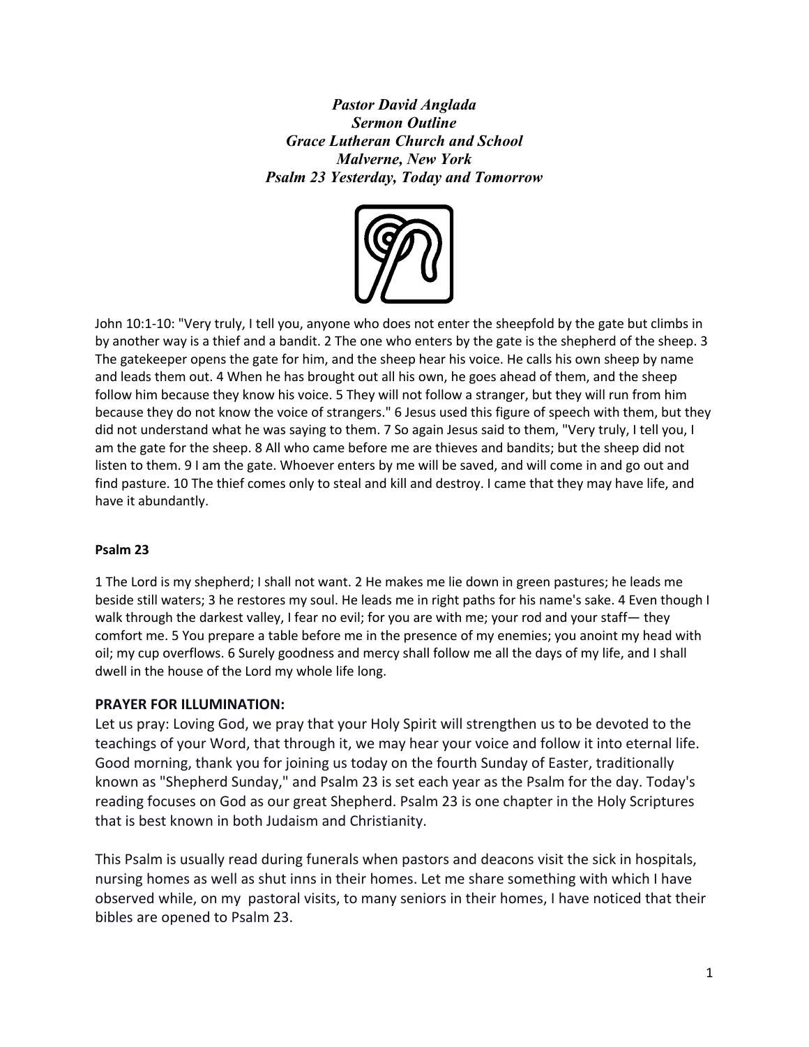***Pastor David Anglada***
***Sermon Outline***
***Grace Lutheran Church and School***
***Malverne, New York***
***Psalm 23 Yesterday, Today and Tomorrow***

John 10:1-10: "Very truly, I tell you, anyone who does not enter the sheepfold by the gate but climbs in by another way is a thief and a bandit. 2 The one who enters by the gate is the shepherd of the sheep. 3 The gatekeeper opens the gate for him, and the sheep hear his voice. He calls his own sheep by name and leads them out. 4 When he has brought out all his own, he goes ahead of them, and the sheep follow him because they know his voice. 5 They will not follow a stranger, but they will run from him because they do not know the voice of strangers." 6 Jesus used this figure of speech with them, but they did not understand what he was saying to them. 7 So again Jesus said to them, "Very truly, I tell you, I am the gate for the sheep. 8 All who came before me are thieves and bandits; but the sheep did not listen to them. 9 I am the gate. Whoever enters by me will be saved, and will come in and go out and find pasture. 10 The thief comes only to steal and kill and destroy. I came that they may have life, and have it abundantly.

**Psalm 23**

1 The Lord is my shepherd; I shall not want. 2 He makes me lie down in green pastures; he leads me beside still waters; 3 he restores my soul. He leads me in right paths for his name's sake. 4 Even though I walk through the darkest valley, I fear no evil; for you are with me; your rod and your staff— they comfort me. 5 You prepare a table before me in the presence of my enemies; you anoint my head with oil; my cup overflows. 6 Surely goodness and mercy shall follow me all the days of my life, and I shall dwell in the house of the Lord my whole life long.

**PRAYER FOR ILLUMINATION:**

Let us pray: Loving God, we pray that your Holy Spirit will strengthen us to be devoted to the teachings of your Word, that through it, we may hear your voice and follow it into eternal life. Good morning, thank you for joining us today on the fourth Sunday of Easter, traditionally known as "Shepherd Sunday," and Psalm 23 is set each year as the Psalm for the day. Today's reading focuses on God as our great Shepherd. Psalm 23 is one chapter in the Holy Scriptures that is best known in both Judaism and Christianity.

This Psalm is usually read during funerals when pastors and deacons visit the sick in hospitals, nursing homes as well as shut inns in their homes. Let me share something with which I have observed while, on my pastoral visits, to many seniors in their homes, I have noticed that their bibles are opened to Psalm 23.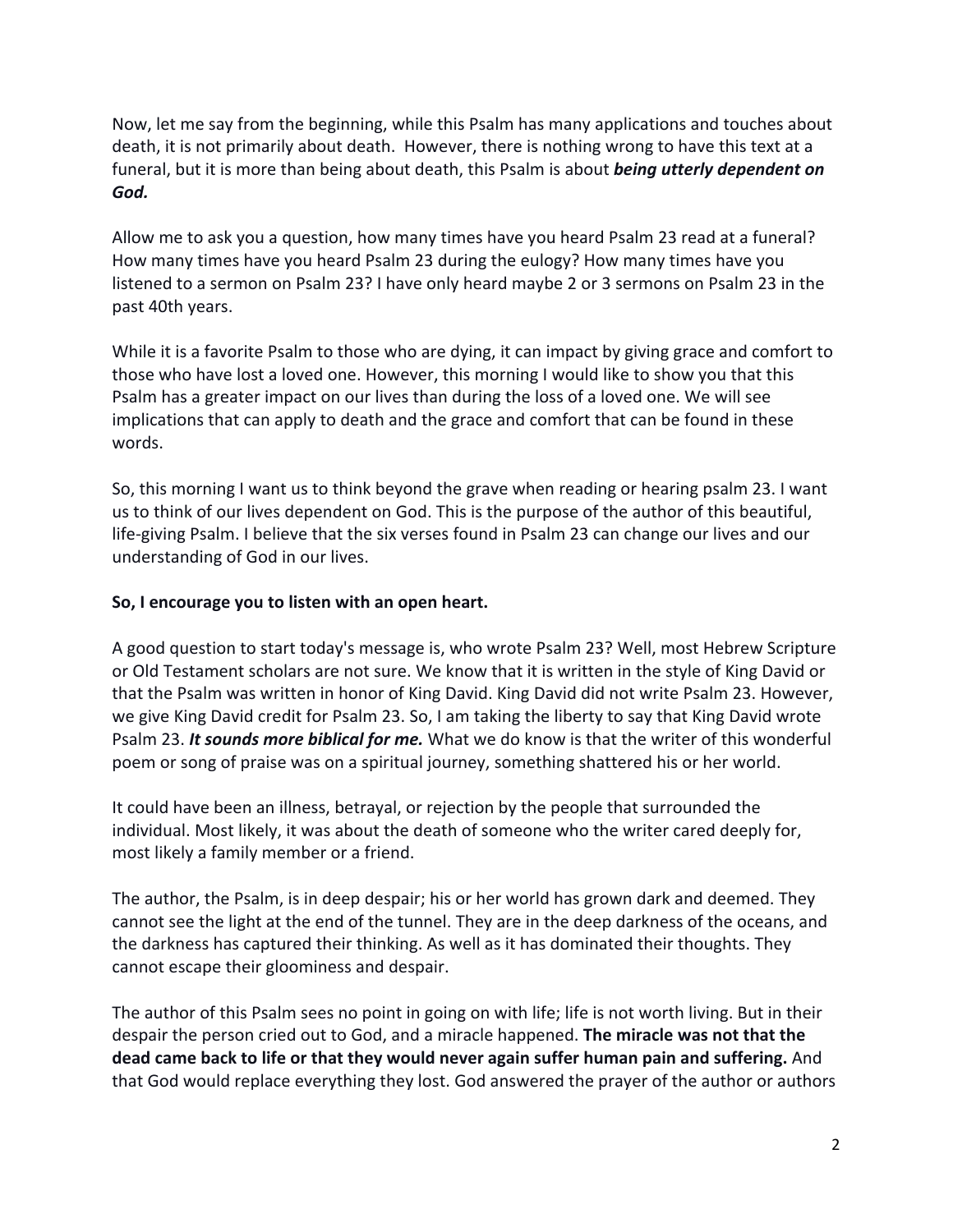Now, let me say from the beginning, while this Psalm has many applications and touches about death, it is not primarily about death. However, there is nothing wrong to have this text at a funeral, but it is more than being about death, this Psalm is about ***being utterly dependent on God.***

Allow me to ask you a question, how many times have you heard Psalm 23 read at a funeral? How many times have you heard Psalm 23 during the eulogy? How many times have you listened to a sermon on Psalm 23? I have only heard maybe 2 or 3 sermons on Psalm 23 in the past 40th years.

While it is a favorite Psalm to those who are dying, it can impact by giving grace and comfort to those who have lost a loved one. However, this morning I would like to show you that this Psalm has a greater impact on our lives than during the loss of a loved one. We will see implications that can apply to death and the grace and comfort that can be found in these words.

So, this morning I want us to think beyond the grave when reading or hearing psalm 23. I want us to think of our lives dependent on God. This is the purpose of the author of this beautiful, life-giving Psalm. I believe that the six verses found in Psalm 23 can change our lives and our understanding of God in our lives.

**So, I encourage you to listen with an open heart.**

A good question to start today's message is, who wrote Psalm 23? Well, most Hebrew Scripture or Old Testament scholars are not sure. We know that it is written in the style of King David or that the Psalm was written in honor of King David. King David did not write Psalm 23. However, we give King David credit for Psalm 23. So, I am taking the liberty to say that King David wrote Psalm 23. ***It sounds more biblical for me.*** What we do know is that the writer of this wonderful poem or song of praise was on a spiritual journey, something shattered his or her world.

It could have been an illness, betrayal, or rejection by the people that surrounded the individual. Most likely, it was about the death of someone who the writer cared deeply for, most likely a family member or a friend.

The author, the Psalm, is in deep despair; his or her world has grown dark and deemed. They cannot see the light at the end of the tunnel. They are in the deep darkness of the oceans, and the darkness has captured their thinking. As well as it has dominated their thoughts. They cannot escape their gloominess and despair.

The author of this Psalm sees no point in going on with life; life is not worth living. But in their despair the person cried out to God, and a miracle happened. **The miracle was not that the dead came back to life or that they would never again suffer human pain and suffering.** And that God would replace everything they lost. God answered the prayer of the author or authors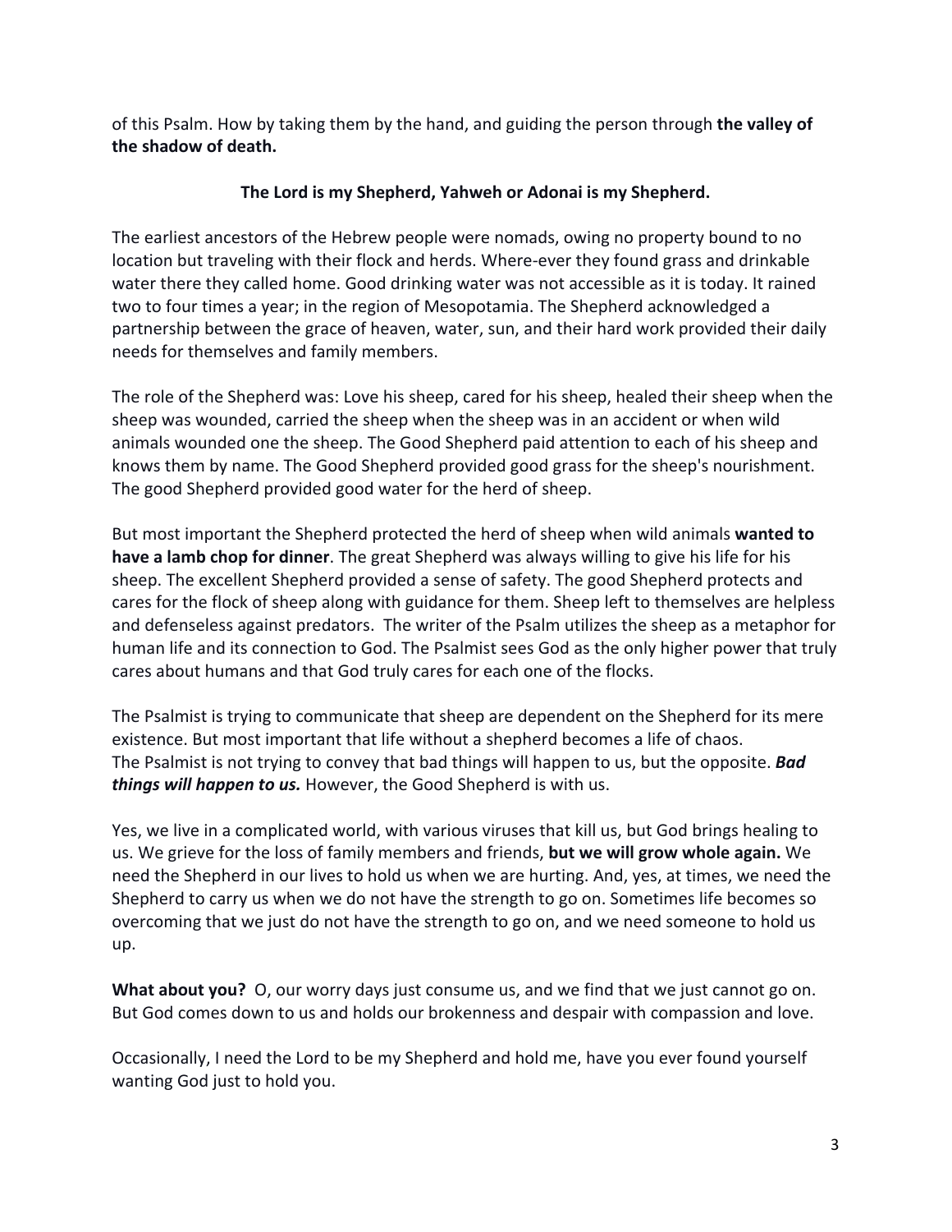of this Psalm. How by taking them by the hand, and guiding the person through **the valley of the shadow of death.**

**The Lord is my Shepherd, Yahweh or Adonai is my Shepherd.**

The earliest ancestors of the Hebrew people were nomads, owing no property bound to no location but traveling with their flock and herds. Where-ever they found grass and drinkable water there they called home. Good drinking water was not accessible as it is today. It rained two to four times a year; in the region of Mesopotamia. The Shepherd acknowledged a partnership between the grace of heaven, water, sun, and their hard work provided their daily needs for themselves and family members.

The role of the Shepherd was: Love his sheep, cared for his sheep, healed their sheep when the sheep was wounded, carried the sheep when the sheep was in an accident or when wild animals wounded one the sheep. The Good Shepherd paid attention to each of his sheep and knows them by name. The Good Shepherd provided good grass for the sheep's nourishment. The good Shepherd provided good water for the herd of sheep.

But most important the Shepherd protected the herd of sheep when wild animals **wanted to have a lamb chop for dinner**. The great Shepherd was always willing to give his life for his sheep. The excellent Shepherd provided a sense of safety. The good Shepherd protects and cares for the flock of sheep along with guidance for them. Sheep left to themselves are helpless and defenseless against predators. The writer of the Psalm utilizes the sheep as a metaphor for human life and its connection to God. The Psalmist sees God as the only higher power that truly cares about humans and that God truly cares for each one of the flocks.

The Psalmist is trying to communicate that sheep are dependent on the Shepherd for its mere existence. But most important that life without a shepherd becomes a life of chaos.
The Psalmist is not trying to convey that bad things will happen to us, but the opposite. ***Bad things will happen to us.*** However, the Good Shepherd is with us.

Yes, we live in a complicated world, with various viruses that kill us, but God brings healing to us. We grieve for the loss of family members and friends, **but we will grow whole again.** We need the Shepherd in our lives to hold us when we are hurting. And, yes, at times, we need the Shepherd to carry us when we do not have the strength to go on. Sometimes life becomes so overcoming that we just do not have the strength to go on, and we need someone to hold us up.

**What about you?** O, our worry days just consume us, and we find that we just cannot go on. But God comes down to us and holds our brokenness and despair with compassion and love.

Occasionally, I need the Lord to be my Shepherd and hold me, have you ever found yourself wanting God just to hold you.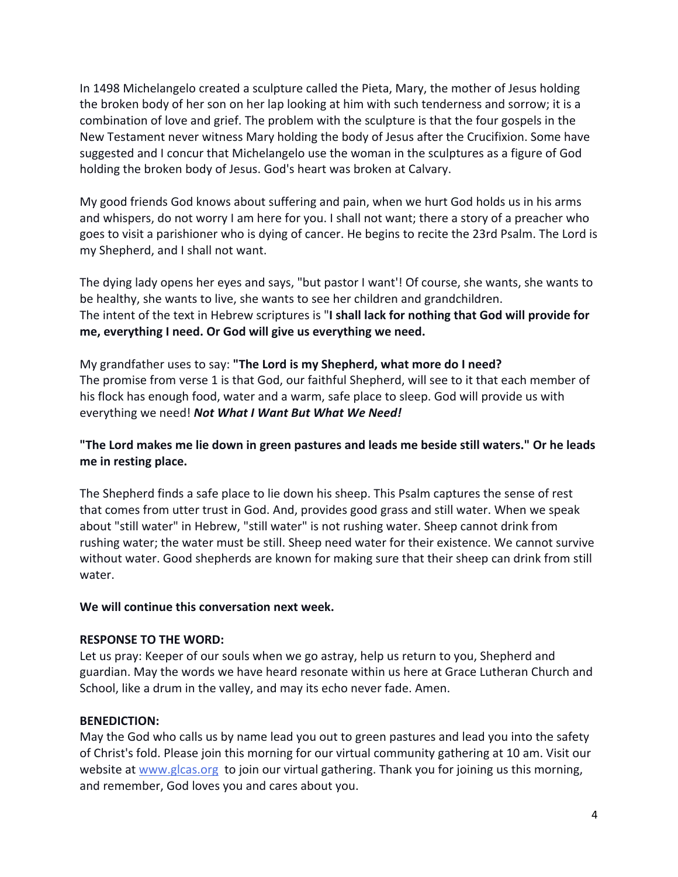In 1498 Michelangelo created a sculpture called the Pieta, Mary, the mother of Jesus holding the broken body of her son on her lap looking at him with such tenderness and sorrow; it is a combination of love and grief. The problem with the sculpture is that the four gospels in the New Testament never witness Mary holding the body of Jesus after the Crucifixion. Some have suggested and I concur that Michelangelo use the woman in the sculptures as a figure of God holding the broken body of Jesus. God's heart was broken at Calvary.

My good friends God knows about suffering and pain, when we hurt God holds us in his arms and whispers, do not worry I am here for you. I shall not want; there a story of a preacher who goes to visit a parishioner who is dying of cancer. He begins to recite the 23rd Psalm. The Lord is my Shepherd, and I shall not want.

The dying lady opens her eyes and says, "but pastor I want'! Of course, she wants, she wants to be healthy, she wants to live, she wants to see her children and grandchildren.
The intent of the text in Hebrew scriptures is "**I shall lack for nothing that God will provide for me, everything I need. Or God will give us everything we need.**

My grandfather uses to say: **"The Lord is my Shepherd, what more do I need?**
The promise from verse 1 is that God, our faithful Shepherd, will see to it that each member of his flock has enough food, water and a warm, safe place to sleep. God will provide us with everything we need! ***Not What I Want But What We Need!***

**"The Lord makes me lie down in green pastures and leads me beside still waters." Or he leads me in resting place.**

The Shepherd finds a safe place to lie down his sheep. This Psalm captures the sense of rest that comes from utter trust in God. And, provides good grass and still water. When we speak about "still water" in Hebrew, "still water" is not rushing water. Sheep cannot drink from rushing water; the water must be still. Sheep need water for their existence. We cannot survive without water. Good shepherds are known for making sure that their sheep can drink from still water.

**We will continue this conversation next week.**

**RESPONSE TO THE WORD:**
Let us pray: Keeper of our souls when we go astray, help us return to you, Shepherd and guardian. May the words we have heard resonate within us here at Grace Lutheran Church and School, like a drum in the valley, and may its echo never fade. Amen.

**BENEDICTION:**
May the God who calls us by name lead you out to green pastures and lead you into the safety of Christ's fold. Please join this morning for our virtual community gathering at 10 am. Visit our website at [www.glcas.org](http://www.glcas.org) to join our virtual gathering. Thank you for joining us this morning, and remember, God loves you and cares about you.